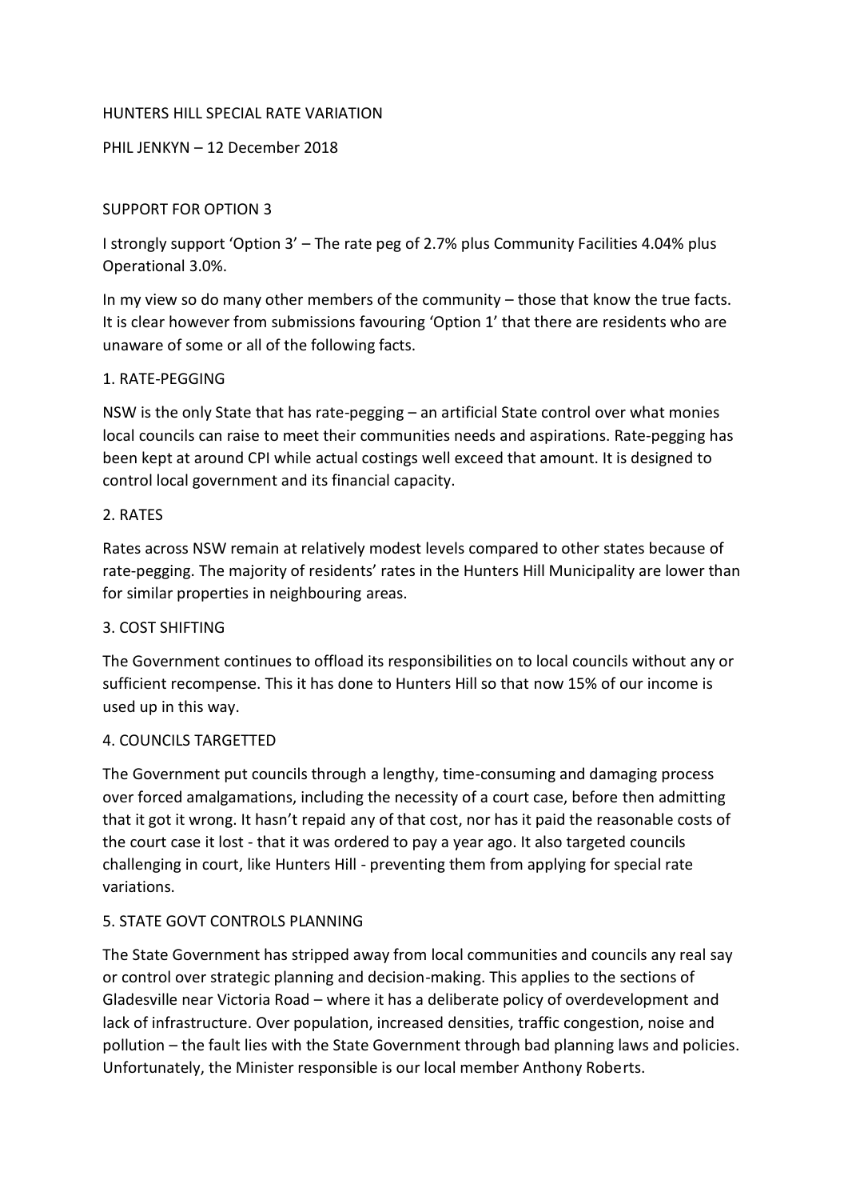# HUNTERS HILL SPECIAL RATE VARIATION

PHIL JENKYN – 12 December 2018

## SUPPORT FOR OPTION 3

I strongly support 'Option 3' – The rate peg of 2.7% plus Community Facilities 4.04% plus Operational 3.0%.

In my view so do many other members of the community – those that know the true facts. It is clear however from submissions favouring 'Option 1' that there are residents who are unaware of some or all of the following facts.

### 1. RATE-PEGGING

NSW is the only State that has rate-pegging – an artificial State control over what monies local councils can raise to meet their communities needs and aspirations. Rate-pegging has been kept at around CPI while actual costings well exceed that amount. It is designed to control local government and its financial capacity.

### 2. RATES

Rates across NSW remain at relatively modest levels compared to other states because of rate-pegging. The majority of residents' rates in the Hunters Hill Municipality are lower than for similar properties in neighbouring areas.

### 3. COST SHIFTING

The Government continues to offload its responsibilities on to local councils without any or sufficient recompense. This it has done to Hunters Hill so that now 15% of our income is used up in this way.

### 4. COUNCILS TARGETTED

The Government put councils through a lengthy, time-consuming and damaging process over forced amalgamations, including the necessity of a court case, before then admitting that it got it wrong. It hasn't repaid any of that cost, nor has it paid the reasonable costs of the court case it lost - that it was ordered to pay a year ago. It also targeted councils challenging in court, like Hunters Hill - preventing them from applying for special rate variations.

### 5. STATE GOVT CONTROLS PLANNING

The State Government has stripped away from local communities and councils any real say or control over strategic planning and decision-making. This applies to the sections of Gladesville near Victoria Road – where it has a deliberate policy of overdevelopment and lack of infrastructure. Over population, increased densities, traffic congestion, noise and pollution – the fault lies with the State Government through bad planning laws and policies. Unfortunately, the Minister responsible is our local member Anthony Roberts.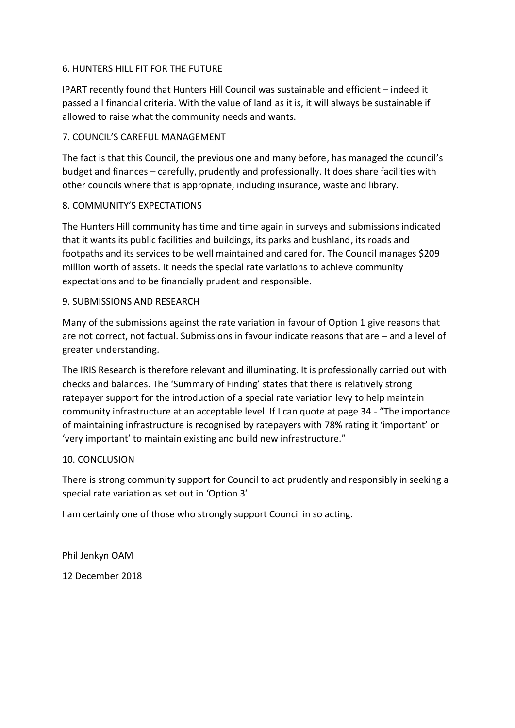## 6. HUNTERS HILL FIT FOR THE FUTURE

IPART recently found that Hunters Hill Council was sustainable and efficient – indeed it passed all financial criteria. With the value of land as it is, it will always be sustainable if allowed to raise what the community needs and wants.

## 7. COUNCIL'S CAREFUL MANAGEMENT

The fact is that this Council, the previous one and many before, has managed the council's budget and finances – carefully, prudently and professionally. It does share facilities with other councils where that is appropriate, including insurance, waste and library.

## 8. COMMUNITY'S EXPECTATIONS

The Hunters Hill community has time and time again in surveys and submissions indicated that it wants its public facilities and buildings, its parks and bushland, its roads and footpaths and its services to be well maintained and cared for. The Council manages $209 million worth of assets. It needs the special rate variations to achieve community expectations and to be financially prudent and responsible.

## 9. SUBMISSIONS AND RESEARCH

Many of the submissions against the rate variation in favour of Option 1 give reasons that are not correct, not factual. Submissions in favour indicate reasons that are – and a level of greater understanding.

The IRIS Research is therefore relevant and illuminating. It is professionally carried out with checks and balances. The 'Summary of Finding' states that there is relatively strong ratepayer support for the introduction of a special rate variation levy to help maintain community infrastructure at an acceptable level. If I can quote at page 34 - "The importance of maintaining infrastructure is recognised by ratepayers with 78% rating it 'important' or 'very important' to maintain existing and build new infrastructure."

## 10. CONCLUSION

There is strong community support for Council to act prudently and responsibly in seeking a special rate variation as set out in 'Option 3'.

I am certainly one of those who strongly support Council in so acting.

Phil Jenkyn OAM

12 December 2018